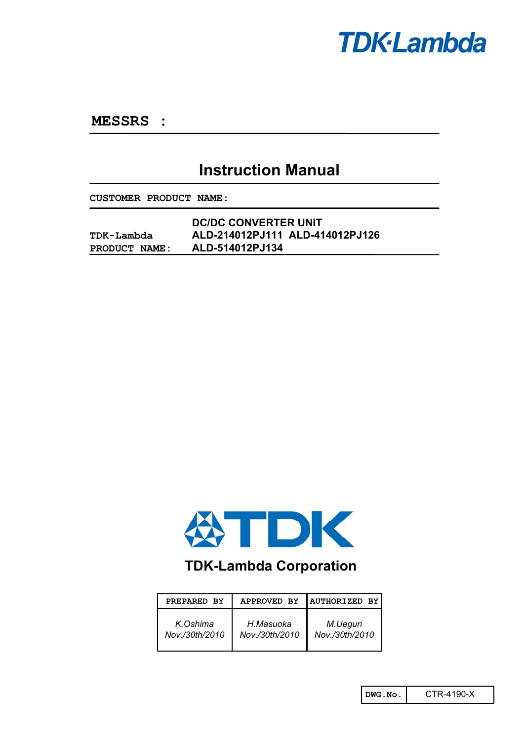TDK-Lambda

**MESSRS :**

# Instruction Manual

**CUSTOMER PRODUCT NAME:**

**TDK-Lambda PRODUCT NAME:** **DC/DC CONVERTER UNIT**
**ALD-214012PJ111 ALD-414012PJ126**
**ALD-514012PJ134**

TDK

**TDK-Lambda Corporation**

| PREPARED BY | APPROVED BY | AUTHORIZED BY |
|---|---|---|
| *K.Oshima Nov./30th/2010* | *H.Masuoka Nov./30th/2010* | *M.Ueguri Nov./30th/2010* |

| DWG.No. | CTR-4190-X |
|---|---|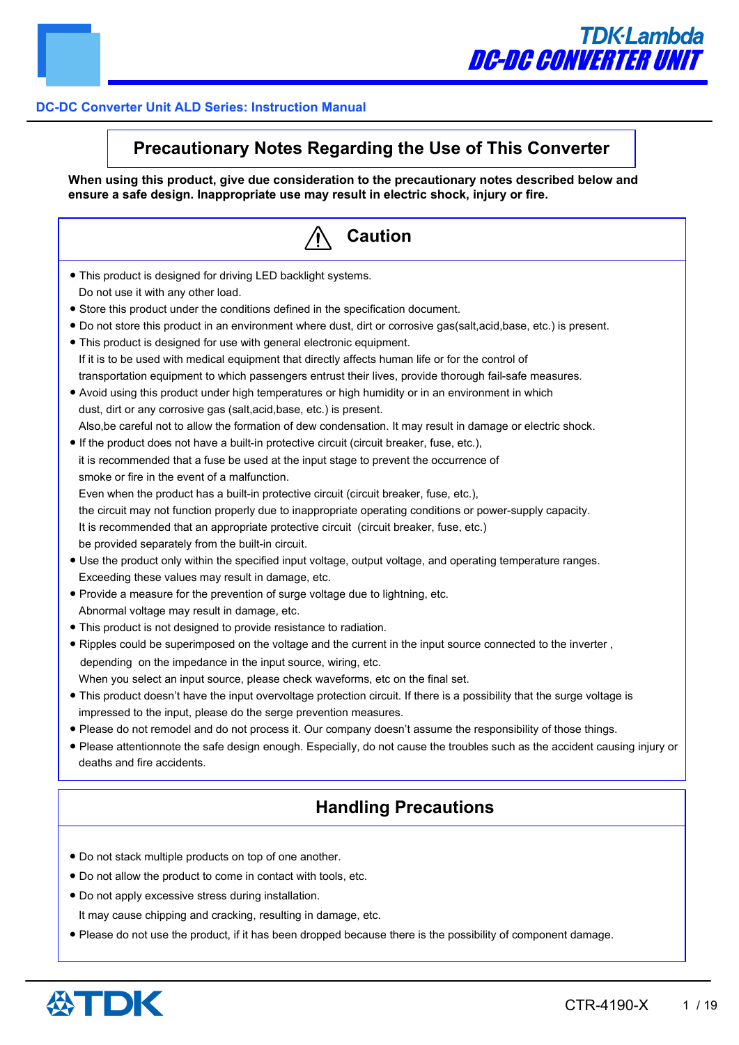**DC-DC Converter Unit ALD Series: Instruction Manual**

# Precautionary Notes Regarding the Use of This Converter

**When using this product, give due consideration to the precautionary notes described below and ensure a safe design. Inappropriate use may result in electric shock, injury or fire.**

## ⚠ Caution

- This product is designed for driving LED backlight systems.
  Do not use it with any other load.
- Store this product under the conditions defined in the specification document.
- Do not store this product in an environment where dust, dirt or corrosive gas(salt,acid,base, etc.) is present.
- This product is designed for use with general electronic equipment.
  If it is to be used with medical equipment that directly affects human life or for the control of transportation equipment to which passengers entrust their lives, provide thorough fail-safe measures.
- Avoid using this product under high temperatures or high humidity or in an environment in which dust, dirt or any corrosive gas (salt,acid,base, etc.) is present.
  Also,be careful not to allow the formation of dew condensation. It may result in damage or electric shock.
- If the product does not have a built-in protective circuit (circuit breaker, fuse, etc.), it is recommended that a fuse be used at the input stage to prevent the occurrence of smoke or fire in the event of a malfunction.
  Even when the product has a built-in protective circuit (circuit breaker, fuse, etc.), the circuit may not function properly due to inappropriate operating conditions or power-supply capacity.
  It is recommended that an appropriate protective circuit (circuit breaker, fuse, etc.) be provided separately from the built-in circuit.
- Use the product only within the specified input voltage, output voltage, and operating temperature ranges.
  Exceeding these values may result in damage, etc.
- Provide a measure for the prevention of surge voltage due to lightning, etc.
  Abnormal voltage may result in damage, etc.
- This product is not designed to provide resistance to radiation.
- Ripples could be superimposed on the voltage and the current in the input source connected to the inverter , depending on the impedance in the input source, wiring, etc.
  When you select an input source, please check waveforms, etc on the final set.
- This product doesn't have the input overvoltage protection circuit. If there is a possibility that the surge voltage is impressed to the input, please do the serge prevention measures.
- Please do not remodel and do not process it. Our company doesn't assume the responsibility of those things.
- Please attentionnote the safe design enough. Especially, do not cause the troubles such as the accident causing injury or deaths and fire accidents.

## Handling Precautions

- Do not stack multiple products on top of one another.
- Do not allow the product to come in contact with tools, etc.
- Do not apply excessive stress during installation.
  It may cause chipping and cracking, resulting in damage, etc.
- Please do not use the product, if it has been dropped because there is the possibility of component damage.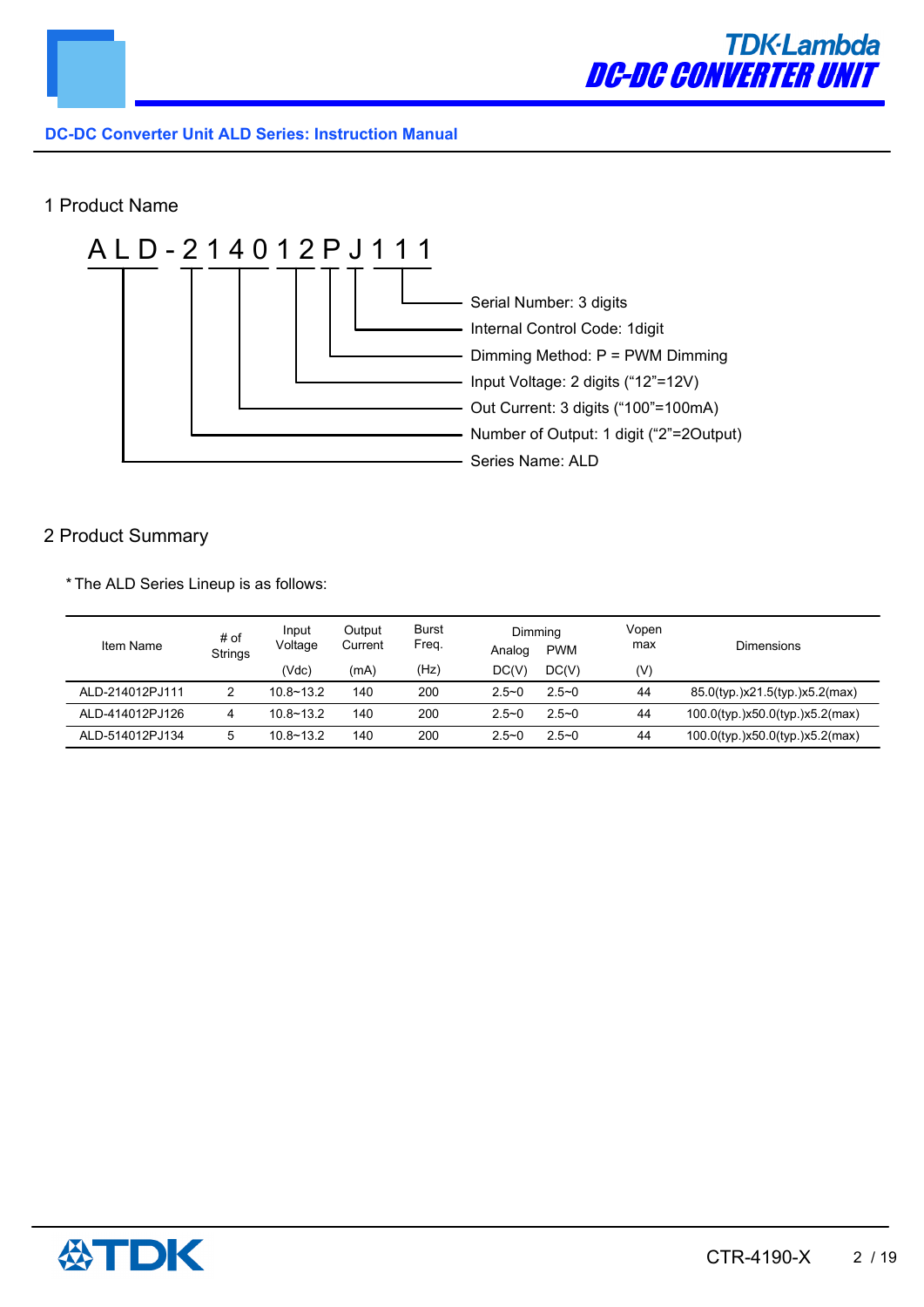DC-DC Converter Unit ALD Series: Instruction Manual

## 1 Product Name

ALD-214012PJ111

- Serial Number: 3 digits
- Internal Control Code: 1digit
- Dimming Method: P = PWM Dimming
- Input Voltage: 2 digits (“12”=12V)
- Out Current: 3 digits (“100”=100mA)
- Number of Output: 1 digit (“2”=2Output)
- Series Name: ALD

## 2 Product Summary

* The ALD Series Lineup is as follows:

| Item Name | # of Strings | Input Voltage | Output Current | Burst Freq. | Dimming | | Vopen max | Dimensions |
|---|---|---|---|---|---|---|---|---|
| | | | | | Analog | PWM | | |
| | | (Vdc) | (mA) | (Hz) | DC(V) | DC(V) | (V) | |
| ALD-214012PJ111 | 2 | 10.8~13.2 | 140 | 200 | 2.5~0 | 2.5~0 | 44 | 85.0(typ.)x21.5(typ.)x5.2(max) |
| ALD-414012PJ126 | 4 | 10.8~13.2 | 140 | 200 | 2.5~0 | 2.5~0 | 44 | 100.0(typ.)x50.0(typ.)x5.2(max) |
| ALD-514012PJ134 | 5 | 10.8~13.2 | 140 | 200 | 2.5~0 | 2.5~0 | 44 | 100.0(typ.)x50.0(typ.)x5.2(max) |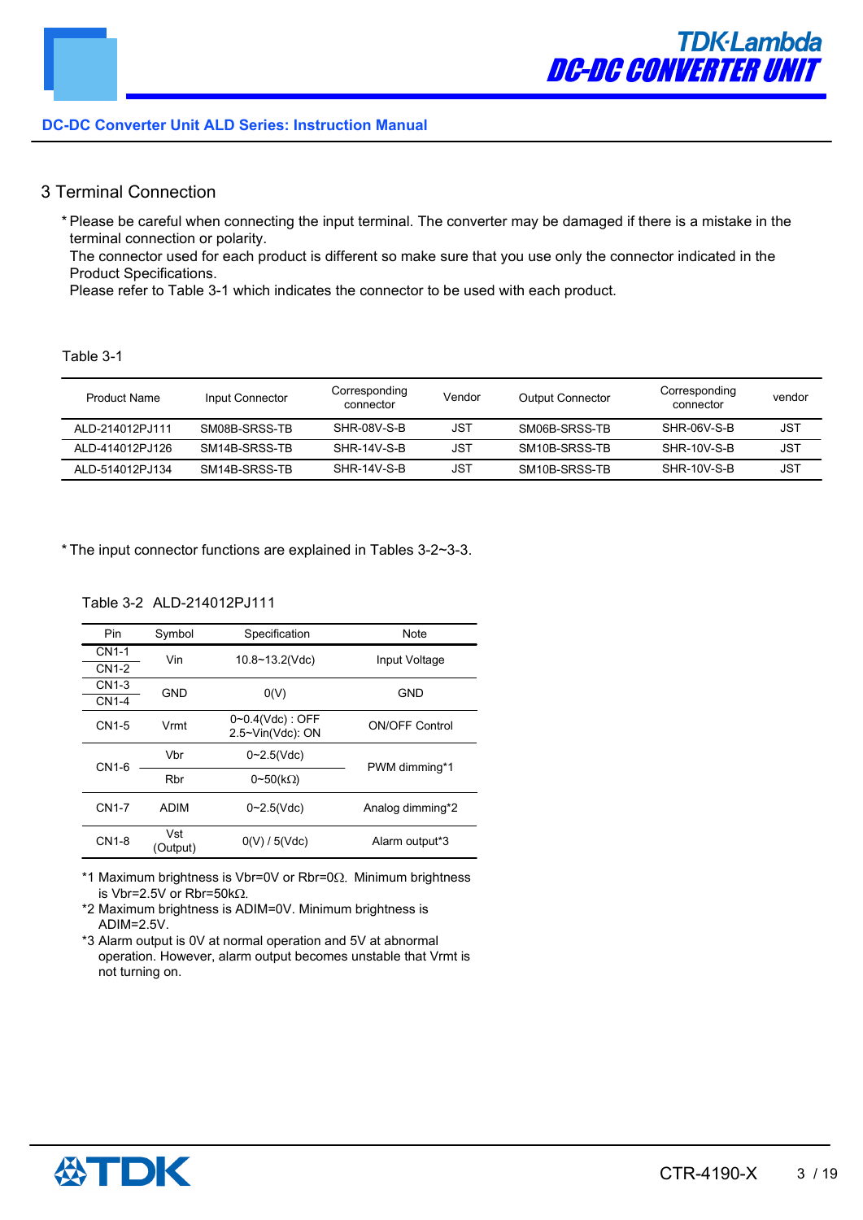## 3 Terminal Connection

* Please be careful when connecting the input terminal. The converter may be damaged if there is a mistake in the terminal connection or polarity.
  The connector used for each product is different so make sure that you use only the connector indicated in the Product Specifications.
  Please refer to Table 3-1 which indicates the connector to be used with each product.

Table 3-1

| Product Name | Input Connector | Corresponding connector | Vendor | Output Connector | Corresponding connector | vendor |
|---|---|---|---|---|---|---|
| ALD-214012PJ111 | SM08B-SRSS-TB | SHR-08V-S-B | JST | SM06B-SRSS-TB | SHR-06V-S-B | JST |
| ALD-414012PJ126 | SM14B-SRSS-TB | SHR-14V-S-B | JST | SM10B-SRSS-TB | SHR-10V-S-B | JST |
| ALD-514012PJ134 | SM14B-SRSS-TB | SHR-14V-S-B | JST | SM10B-SRSS-TB | SHR-10V-S-B | JST |

* The input connector functions are explained in Tables 3-2~3-3.

Table 3-2 ALD-214012PJ111

| Pin | Symbol | Specification | Note |
|---|---|---|---|
| CN1-1 | Vin | 10.8~13.2(Vdc) | Input Voltage |
| CN1-2 | | | |
| CN1-3 | GND | 0(V) | GND |
| CN1-4 | | | |
| CN1-5 | Vrmt | 0~0.4(Vdc) : OFF<br>2.5~Vin(Vdc): ON | ON/OFF Control |
| CN1-6 | Vbr | 0~2.5(Vdc) | PWM dimming*1 |
| | Rbr | 0~50(kΩ) | |
| CN1-7 | ADIM | 0~2.5(Vdc) | Analog dimming*2 |
| CN1-8 | Vst (Output) | 0(V) / 5(Vdc) | Alarm output*3 |

*1 Maximum brightness is Vbr=0V or Rbr=0Ω. Minimum brightness is Vbr=2.5V or Rbr=50kΩ.
*2 Maximum brightness is ADIM=0V. Minimum brightness is ADIM=2.5V.
*3 Alarm output is 0V at normal operation and 5V at abnormal operation. However, alarm output becomes unstable that Vrmt is not turning on.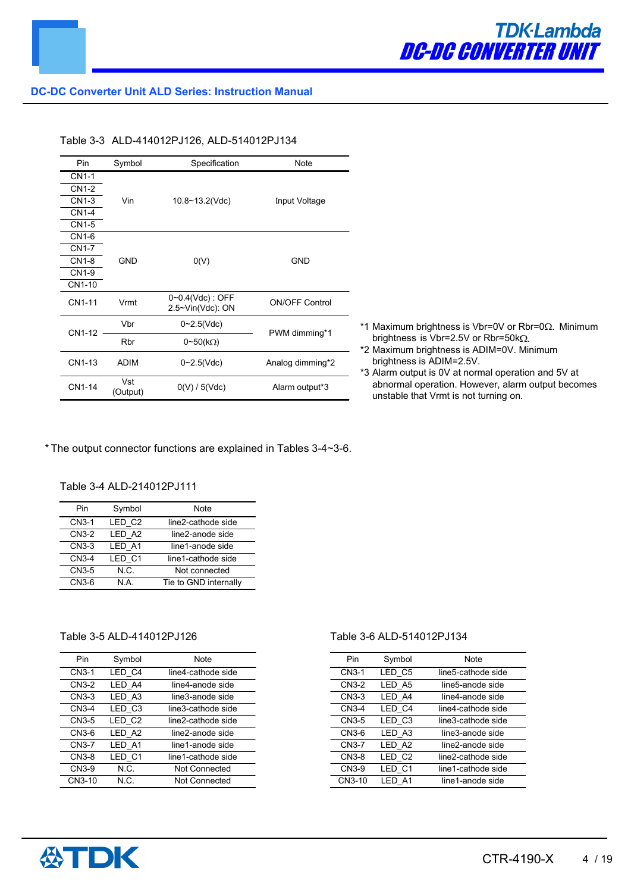Table 3-3 ALD-414012PJ126, ALD-514012PJ134

| Pin | Symbol | Specification | Note |
|---|---|---|---|
| CN1-1 | Vin | 10.8~13.2(Vdc) | Input Voltage |
| CN1-2 | | | |
| CN1-3 | | | |
| CN1-4 | | | |
| CN1-5 | | | |
| CN1-6 | GND | 0(V) | GND |
| CN1-7 | | | |
| CN1-8 | | | |
| CN1-9 | | | |
| CN1-10 | | | |
| CN1-11 | Vrmt | 0~0.4(Vdc) : OFF<br>2.5~Vin(Vdc): ON | ON/OFF Control |
| CN1-12 | Vbr | 0~2.5(Vdc) | PWM dimming*1 |
| | Rbr | 0~50(kΩ) | |
| CN1-13 | ADIM | 0~2.5(Vdc) | Analog dimming*2 |
| CN1-14 | Vst (Output) | 0(V) / 5(Vdc) | Alarm output*3 |

*1 Maximum brightness is Vbr=0V or Rbr=0Ω. Minimum brightness is Vbr=2.5V or Rbr=50kΩ.
*2 Maximum brightness is ADIM=0V. Minimum brightness is ADIM=2.5V.
*3 Alarm output is 0V at normal operation and 5V at abnormal operation. However, alarm output becomes unstable that Vrmt is not turning on.

* The output connector functions are explained in Tables 3-4~3-6.

Table 3-4 ALD-214012PJ111

| Pin | Symbol | Note |
|---|---|---|
| CN3-1 | LED_C2 | line2-cathode side |
| CN3-2 | LED_A2 | line2-anode side |
| CN3-3 | LED_A1 | line1-anode side |
| CN3-4 | LED_C1 | line1-cathode side |
| CN3-5 | N.C. | Not connected |
| CN3-6 | N.A. | Tie to GND internally |

Table 3-5 ALD-414012PJ126

| Pin | Symbol | Note |
|---|---|---|
| CN3-1 | LED_C4 | line4-cathode side |
| CN3-2 | LED_A4 | line4-anode side |
| CN3-3 | LED_A3 | line3-anode side |
| CN3-4 | LED_C3 | line3-cathode side |
| CN3-5 | LED_C2 | line2-cathode side |
| CN3-6 | LED_A2 | line2-anode side |
| CN3-7 | LED_A1 | line1-anode side |
| CN3-8 | LED_C1 | line1-cathode side |
| CN3-9 | N.C. | Not Connected |
| CN3-10 | N.C. | Not Connected |

Table 3-6 ALD-514012PJ134

| Pin | Symbol | Note |
|---|---|---|
| CN3-1 | LED_C5 | line5-cathode side |
| CN3-2 | LED_A5 | line5-anode side |
| CN3-3 | LED_A4 | line4-anode side |
| CN3-4 | LED_C4 | line4-cathode side |
| CN3-5 | LED_C3 | line3-cathode side |
| CN3-6 | LED_A3 | line3-anode side |
| CN3-7 | LED_A2 | line2-anode side |
| CN3-8 | LED_C2 | line2-cathode side |
| CN3-9 | LED_C1 | line1-cathode side |
| CN3-10 | LED_A1 | line1-anode side |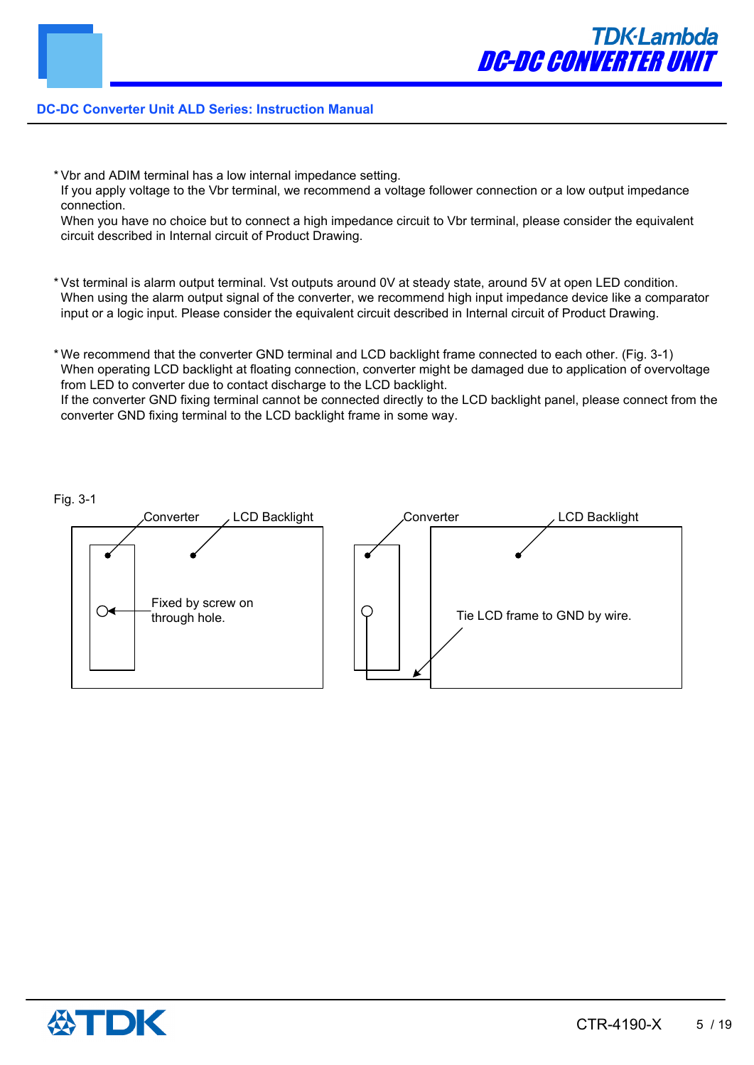* Vbr and ADIM terminal has a low internal impedance setting.
  If you apply voltage to the Vbr terminal, we recommend a voltage follower connection or a low output impedance connection.
  When you have no choice but to connect a high impedance circuit to Vbr terminal, please consider the equivalent circuit described in Internal circuit of Product Drawing.

* Vst terminal is alarm output terminal. Vst outputs around 0V at steady state, around 5V at open LED condition.
  When using the alarm output signal of the converter, we recommend high input impedance device like a comparator input or a logic input. Please consider the equivalent circuit described in Internal circuit of Product Drawing.

* We recommend that the converter GND terminal and LCD backlight frame connected to each other. (Fig. 3-1)
  When operating LCD backlight at floating connection, converter might be damaged due to application of overvoltage from LED to converter due to contact discharge to the LCD backlight.
  If the converter GND fixing terminal cannot be connected directly to the LCD backlight panel, please connect from the converter GND fixing terminal to the LCD backlight frame in some way.

Fig. 3-1

Converter | LCD Backlight | Fixed by screw on through hole.

Converter | LCD Backlight | Tie LCD frame to GND by wire.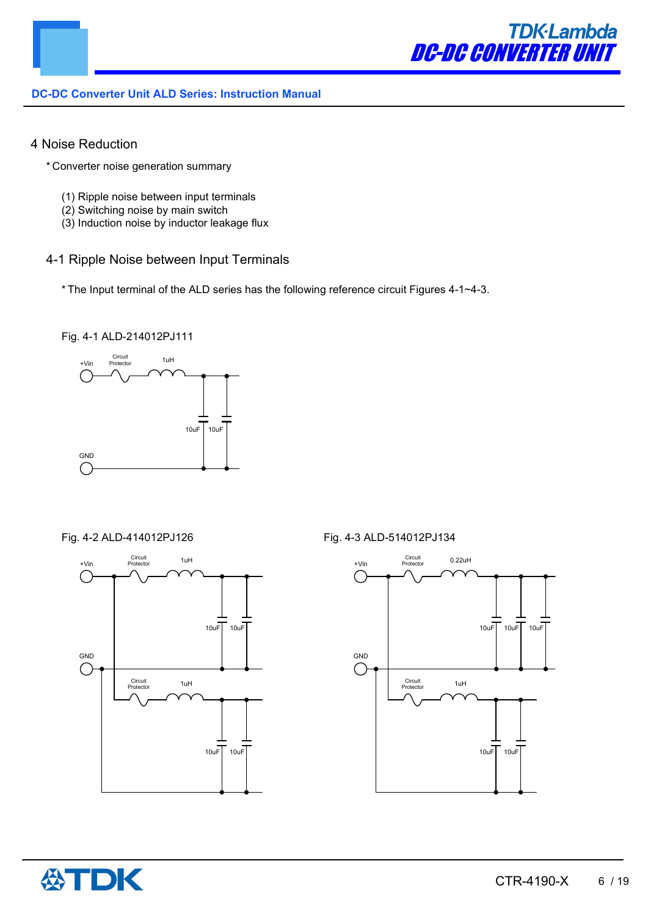## 4 Noise Reduction

* Converter noise generation summary

(1) Ripple noise between input terminals
(2) Switching noise by main switch
(3) Induction noise by inductor leakage flux

### 4-1 Ripple Noise between Input Terminals

* The Input terminal of the ALD series has the following reference circuit Figures 4-1~4-3.

Fig. 4-1 ALD-214012PJ111

+Vin Circuit Protector 1uH 10uF 10uF GND

Fig. 4-2 ALD-414012PJ126

+Vin Circuit Protector 1uH 10uF 10uF GND Circuit Protector 1uH 10uF 10uF

Fig. 4-3 ALD-514012PJ134

+Vin Circuit Protector 0.22uH 10uF 10uF 10uF GND Circuit Protector 1uH 10uF 10uF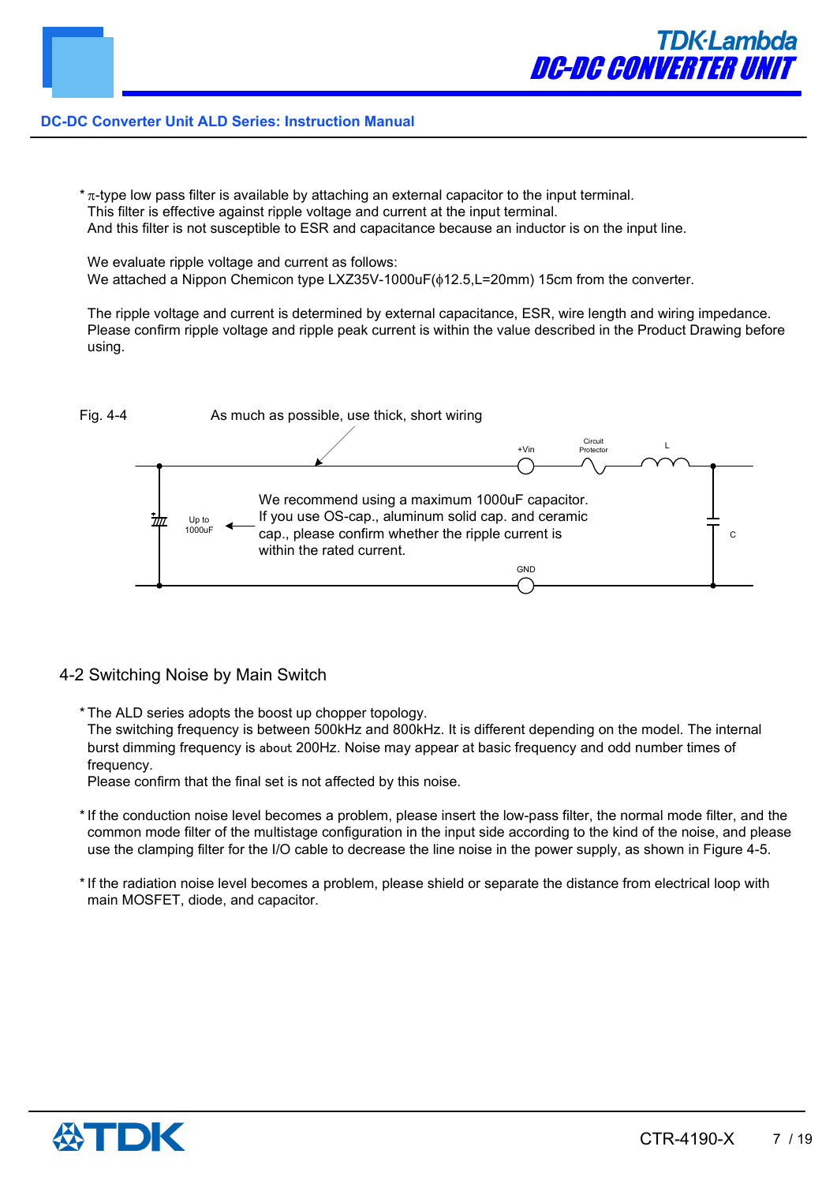* π-type low pass filter is available by attaching an external capacitor to the input terminal.
  This filter is effective against ripple voltage and current at the input terminal.
  And this filter is not susceptible to ESR and capacitance because an inductor is on the input line.

  We evaluate ripple voltage and current as follows:
  We attached a Nippon Chemicon type LXZ35V-1000uF(ϕ12.5,L=20mm) 15cm from the converter.

  The ripple voltage and current is determined by external capacitance, ESR, wire length and wiring impedance.
  Please confirm ripple voltage and ripple peak current is within the value described in the Product Drawing before using.

Fig. 4-4

As much as possible, use thick, short wiring

+Vin　Circuit Protector　L

Up to 1000uF

We recommend using a maximum 1000uF capacitor.
If you use OS-cap., aluminum solid cap. and ceramic cap., please confirm whether the ripple current is within the rated current.

C

GND

## 4-2 Switching Noise by Main Switch

* The ALD series adopts the boost up chopper topology.
  The switching frequency is between 500kHz and 800kHz. It is different depending on the model. The internal burst dimming frequency is about 200Hz. Noise may appear at basic frequency and odd number times of frequency.
  Please confirm that the final set is not affected by this noise.

* If the conduction noise level becomes a problem, please insert the low-pass filter, the normal mode filter, and the common mode filter of the multistage configuration in the input side according to the kind of the noise, and please use the clamping filter for the I/O cable to decrease the line noise in the power supply, as shown in Figure 4-5.

* If the radiation noise level becomes a problem, please shield or separate the distance from electrical loop with main MOSFET, diode, and capacitor.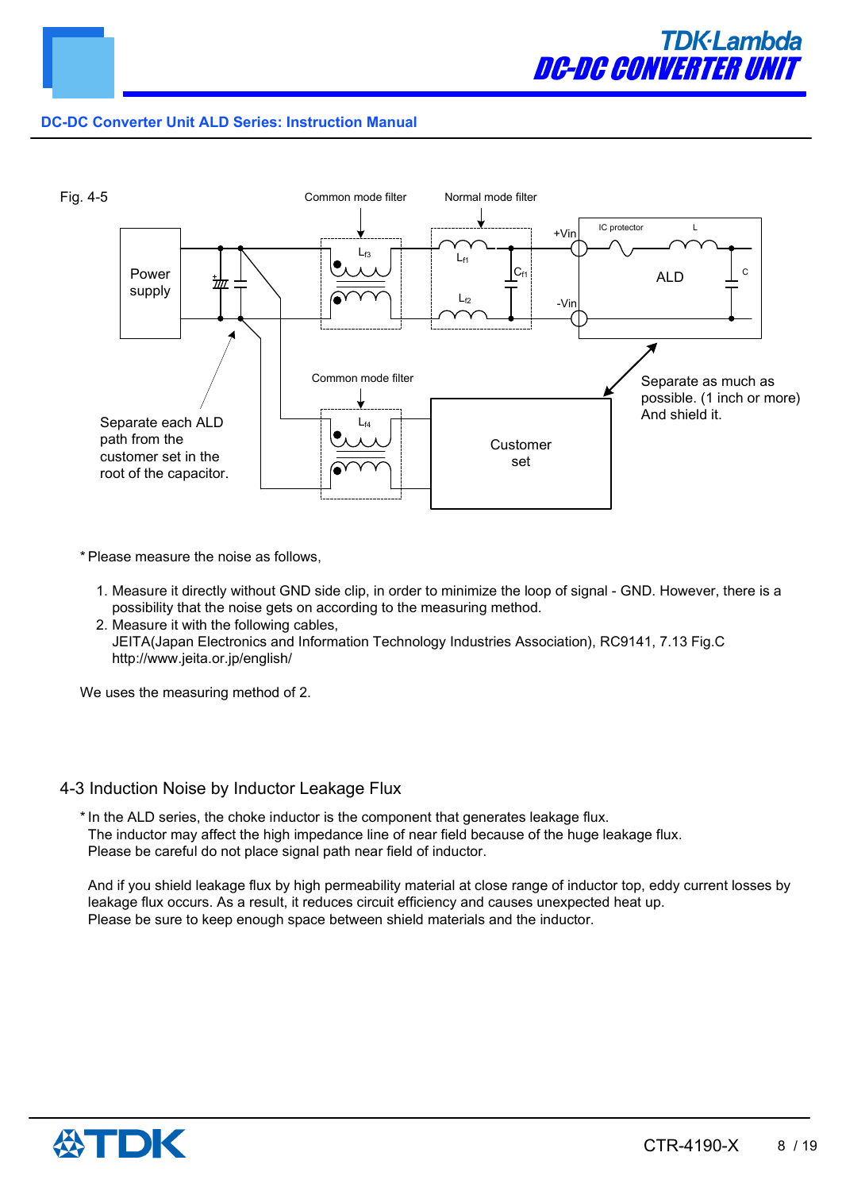Fig. 4-5

Common mode filter

Normal mode filter

Power supply

$L_{f3}$

$L_{f1}$

$C_{f1}$

$L_{f2}$

+Vin

-Vin

IC protector

L

ALD

C

Common mode filter

$L_{f4}$

Customer set

Separate each ALD path from the customer set in the root of the capacitor.

Separate as much as possible. (1 inch or more) And shield it.

* Please measure the noise as follows,

1. Measure it directly without GND side clip, in order to minimize the loop of signal - GND. However, there is a possibility that the noise gets on according to the measuring method.
2. Measure it with the following cables,
   JEITA(Japan Electronics and Information Technology Industries Association), RC9141, 7.13 Fig.C
   http://www.jeita.or.jp/english/

We uses the measuring method of 2.

## 4-3 Induction Noise by Inductor Leakage Flux

* In the ALD series, the choke inductor is the component that generates leakage flux.
  The inductor may affect the high impedance line of near field because of the huge leakage flux.
  Please be careful do not place signal path near field of inductor.

  And if you shield leakage flux by high permeability material at close range of inductor top, eddy current losses by leakage flux occurs. As a result, it reduces circuit efficiency and causes unexpected heat up.
  Please be sure to keep enough space between shield materials and the inductor.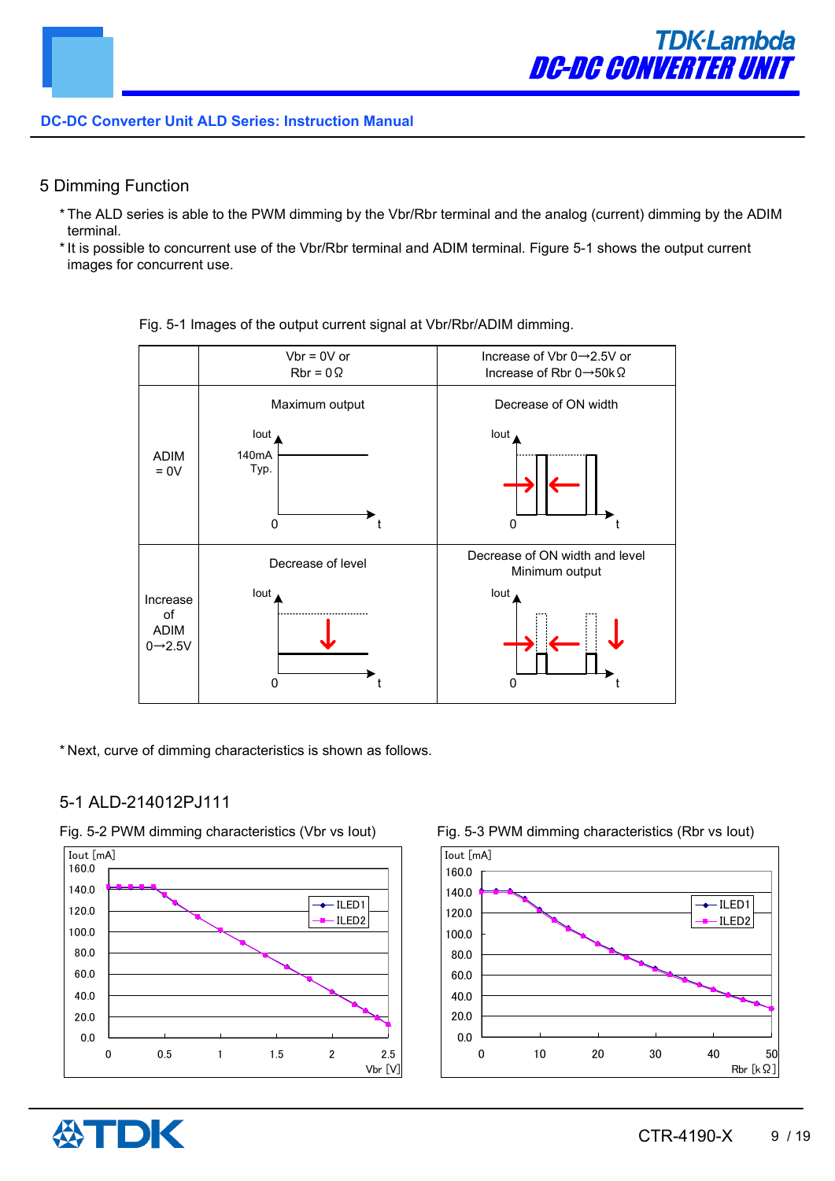## 5 Dimming Function

* The ALD series is able to the PWM dimming by the Vbr/Rbr terminal and the analog (current) dimming by the ADIM terminal.
* It is possible to concurrent use of the Vbr/Rbr terminal and ADIM terminal. Figure 5-1 shows the output current images for concurrent use.

Fig. 5-1 Images of the output current signal at Vbr/Rbr/ADIM dimming.

| | Vbr = 0V or Rbr = 0Ω | Increase of Vbr 0→2.5V or Increase of Rbr 0→50kΩ |
|---|---|---|
| ADIM = 0V | Maximum output (Iout 140mA Typ.) | Decrease of ON width |
| Increase of ADIM 0→2.5V | Decrease of level | Decrease of ON width and level Minimum output |

* Next, curve of dimming characteristics is shown as follows.

### 5-1 ALD-214012PJ111

Fig. 5-2 PWM dimming characteristics (Vbr vs Iout)

Fig. 5-3 PWM dimming characteristics (Rbr vs Iout)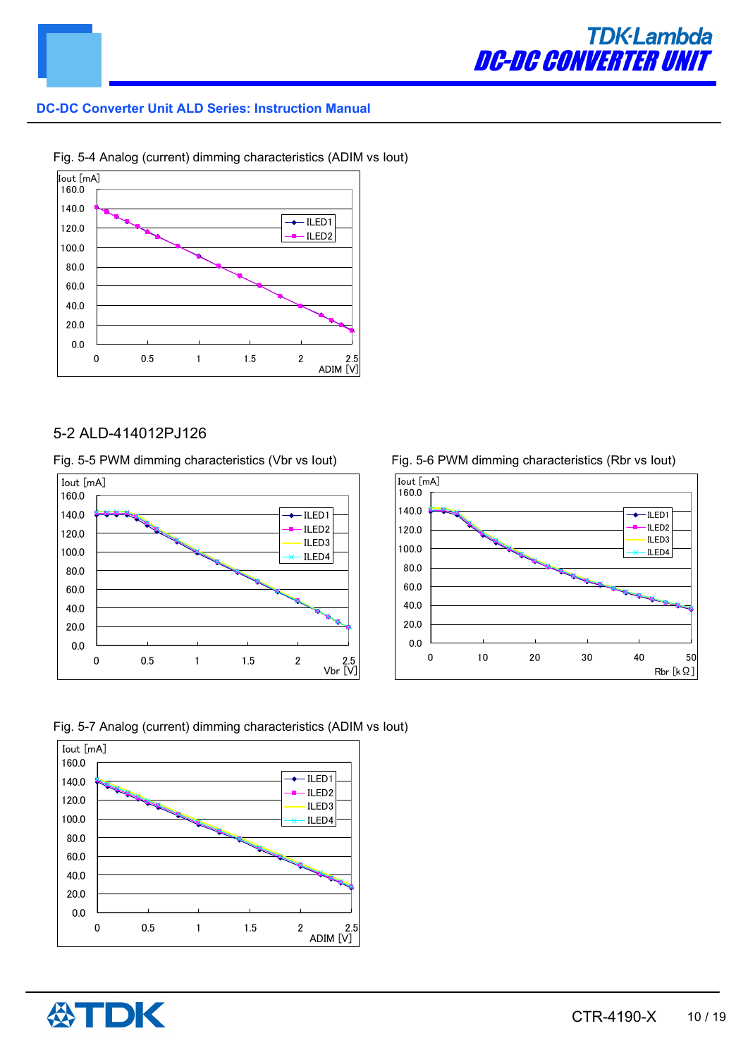Fig. 5-4 Analog (current) dimming characteristics (ADIM vs Iout)

## 5-2 ALD-414012PJ126

Fig. 5-5 PWM dimming characteristics (Vbr vs Iout)

Fig. 5-6 PWM dimming characteristics (Rbr vs Iout)

Fig. 5-7 Analog (current) dimming characteristics (ADIM vs Iout)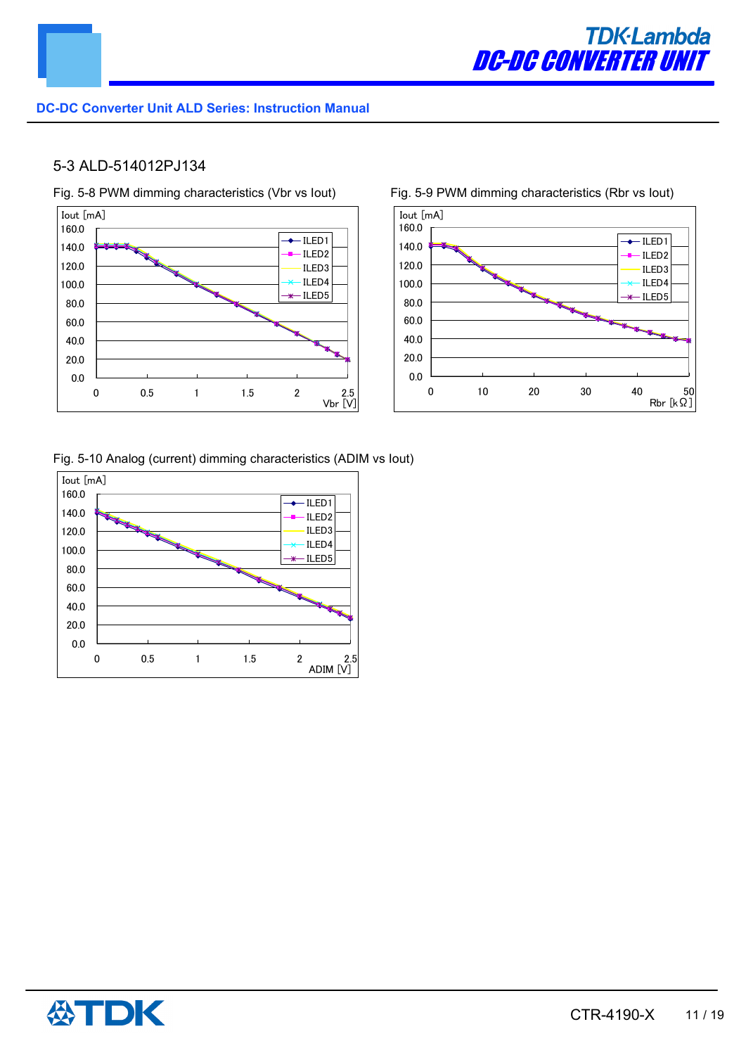## 5-3 ALD-514012PJ134

Fig. 5-8 PWM dimming characteristics (Vbr vs Iout)

Fig. 5-9 PWM dimming characteristics (Rbr vs Iout)

Fig. 5-10 Analog (current) dimming characteristics (ADIM vs Iout)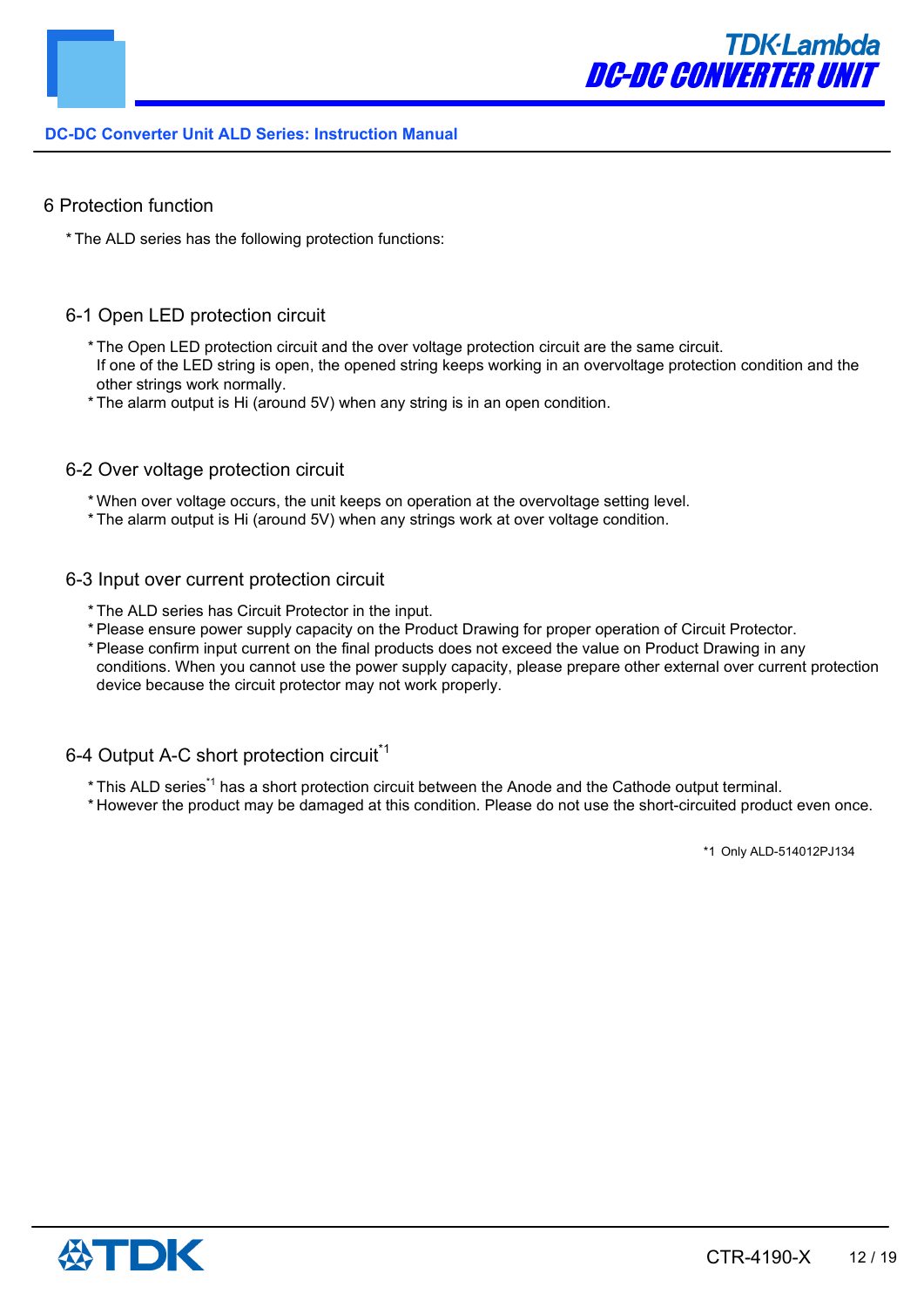## 6 Protection function

* The ALD series has the following protection functions:

### 6-1 Open LED protection circuit

* The Open LED protection circuit and the over voltage protection circuit are the same circuit.
  If one of the LED string is open, the opened string keeps working in an overvoltage protection condition and the other strings work normally.
* The alarm output is Hi (around 5V) when any string is in an open condition.

### 6-2 Over voltage protection circuit

* When over voltage occurs, the unit keeps on operation at the overvoltage setting level.
* The alarm output is Hi (around 5V) when any strings work at over voltage condition.

### 6-3 Input over current protection circuit

* The ALD series has Circuit Protector in the input.
* Please ensure power supply capacity on the Product Drawing for proper operation of Circuit Protector.
* Please confirm input current on the final products does not exceed the value on Product Drawing in any conditions. When you cannot use the power supply capacity, please prepare other external over current protection device because the circuit protector may not work properly.

### 6-4 Output A-C short protection circuit[*1]

* This ALD series[*1] has a short protection circuit between the Anode and the Cathode output terminal.
* However the product may be damaged at this condition. Please do not use the short-circuited product even once.

*1 Only ALD-514012PJ134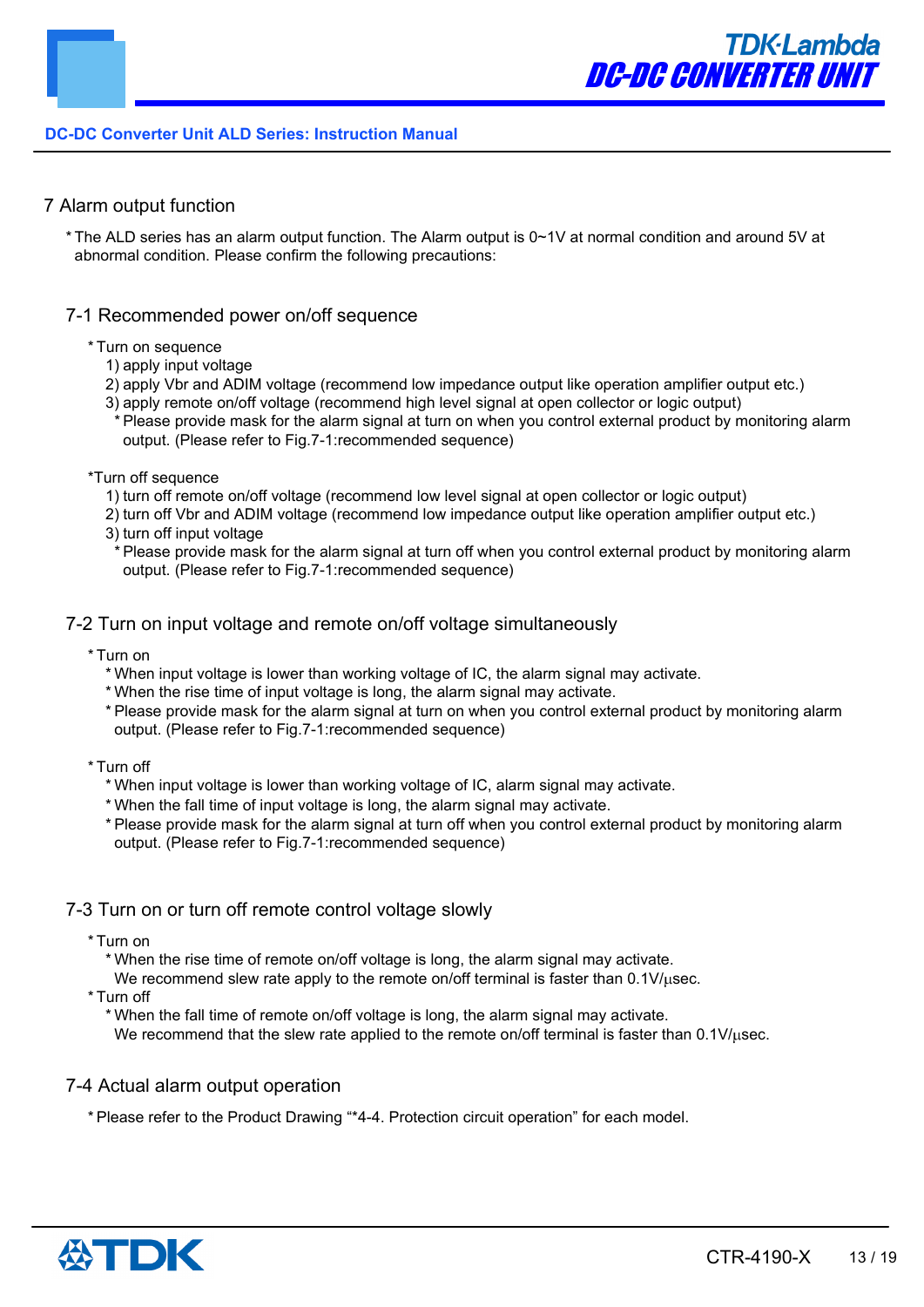## 7 Alarm output function

* The ALD series has an alarm output function. The Alarm output is 0~1V at normal condition and around 5V at abnormal condition. Please confirm the following precautions:

### 7-1 Recommended power on/off sequence

* Turn on sequence
  1) apply input voltage
  2) apply Vbr and ADIM voltage (recommend low impedance output like operation amplifier output etc.)
  3) apply remote on/off voltage (recommend high level signal at open collector or logic output)
     * Please provide mask for the alarm signal at turn on when you control external product by monitoring alarm output. (Please refer to Fig.7-1:recommended sequence)

*Turn off sequence
  1) turn off remote on/off voltage (recommend low level signal at open collector or logic output)
  2) turn off Vbr and ADIM voltage (recommend low impedance output like operation amplifier output etc.)
  3) turn off input voltage
     * Please provide mask for the alarm signal at turn off when you control external product by monitoring alarm output. (Please refer to Fig.7-1:recommended sequence)

### 7-2 Turn on input voltage and remote on/off voltage simultaneously

* Turn on
  * When input voltage is lower than working voltage of IC, the alarm signal may activate.
  * When the rise time of input voltage is long, the alarm signal may activate.
  * Please provide mask for the alarm signal at turn on when you control external product by monitoring alarm output. (Please refer to Fig.7-1:recommended sequence)

* Turn off
  * When input voltage is lower than working voltage of IC, alarm signal may activate.
  * When the fall time of input voltage is long, the alarm signal may activate.
  * Please provide mask for the alarm signal at turn off when you control external product by monitoring alarm output. (Please refer to Fig.7-1:recommended sequence)

### 7-3 Turn on or turn off remote control voltage slowly

* Turn on
  * When the rise time of remote on/off voltage is long, the alarm signal may activate.
    We recommend slew rate apply to the remote on/off terminal is faster than 0.1V/μsec.
* Turn off
  * When the fall time of remote on/off voltage is long, the alarm signal may activate.
    We recommend that the slew rate applied to the remote on/off terminal is faster than 0.1V/μsec.

### 7-4 Actual alarm output operation

* Please refer to the Product Drawing "*4-4. Protection circuit operation" for each model.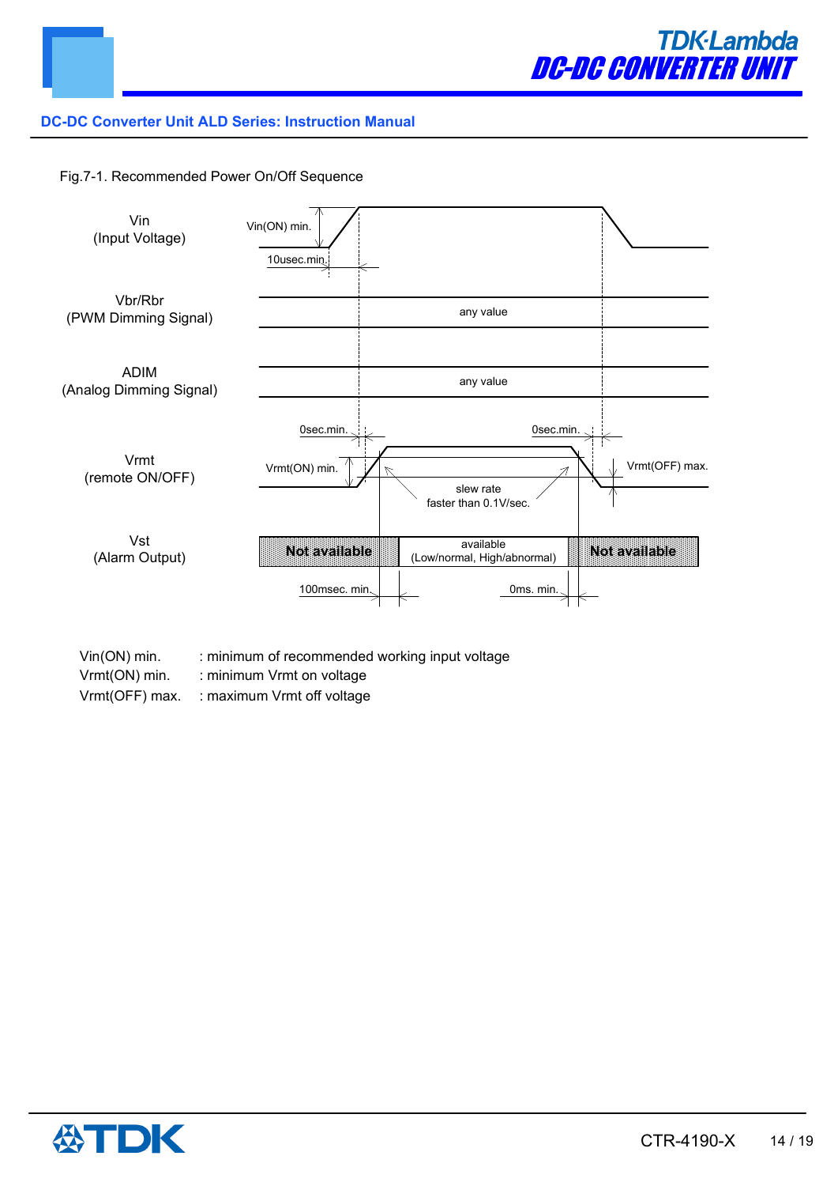Fig.7-1. Recommended Power On/Off Sequence

| Signal | Timing / Condition |
| --- | --- |
| Vin (Input Voltage) | Vin(ON) min.; 10usec.min. |
| Vbr/Rbr (PWM Dimming Signal) | any value |
| ADIM (Analog Dimming Signal) | any value |
| Vrmt (remote ON/OFF) | 0sec.min.; Vrmt(ON) min.; slew rate faster than 0.1V/sec.; 0sec.min.; Vrmt(OFF) max. |
| Vst (Alarm Output) | Not available; available (Low/normal, High/abnormal); Not available; 100msec. min.; 0ms. min. |

Vin(ON) min. : minimum of recommended working input voltage
Vrmt(ON) min. : minimum Vrmt on voltage
Vrmt(OFF) max. : maximum Vrmt off voltage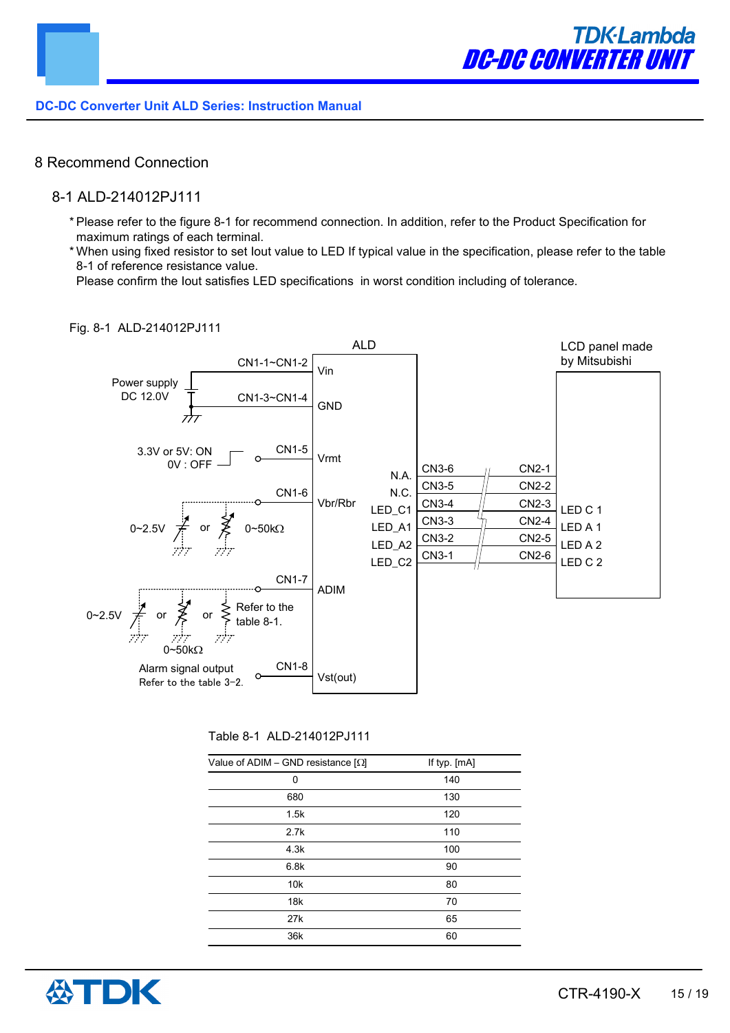# 8 Recommend Connection

## 8-1 ALD-214012PJ111

* Please refer to the figure 8-1 for recommend connection. In addition, refer to the Product Specification for maximum ratings of each terminal.
* When using fixed resistor to set Iout value to LED If typical value in the specification, please refer to the table 8-1 of reference resistance value.
  Please confirm the Iout satisfies LED specifications in worst condition including of tolerance.

Fig. 8-1 ALD-214012PJ111

ALD

LCD panel made by Mitsubishi

Power supply DC 12.0V — CN1-1~CN1-2 — Vin

CN1-3~CN1-4 — GND

3.3V or 5V: ON, 0V : OFF — CN1-5 — Vrmt

0~2.5V or 0~50kΩ — CN1-6 — Vbr/Rbr

0~2.5V or 0~50kΩ or Refer to the table 8-1. — CN1-7 — ADIM

Alarm signal output, Refer to the table 3-2. — CN1-8 — Vst(out)

N.A. — CN3-6 — CN2-1

N.C. — CN3-5 — CN2-2

LED_C1 — CN3-4 — CN2-3 — LED C 1

LED_A1 — CN3-3 — CN2-4 — LED A 1

LED_A2 — CN3-2 — CN2-5 — LED A 2

LED_C2 — CN3-1 — CN2-6 — LED C 2

Table 8-1 ALD-214012PJ111

| Value of ADIM – GND resistance [Ω] | If typ. [mA] |
|---|---|
| 0 | 140 |
| 680 | 130 |
| 1.5k | 120 |
| 2.7k | 110 |
| 4.3k | 100 |
| 6.8k | 90 |
| 10k | 80 |
| 18k | 70 |
| 27k | 65 |
| 36k | 60 |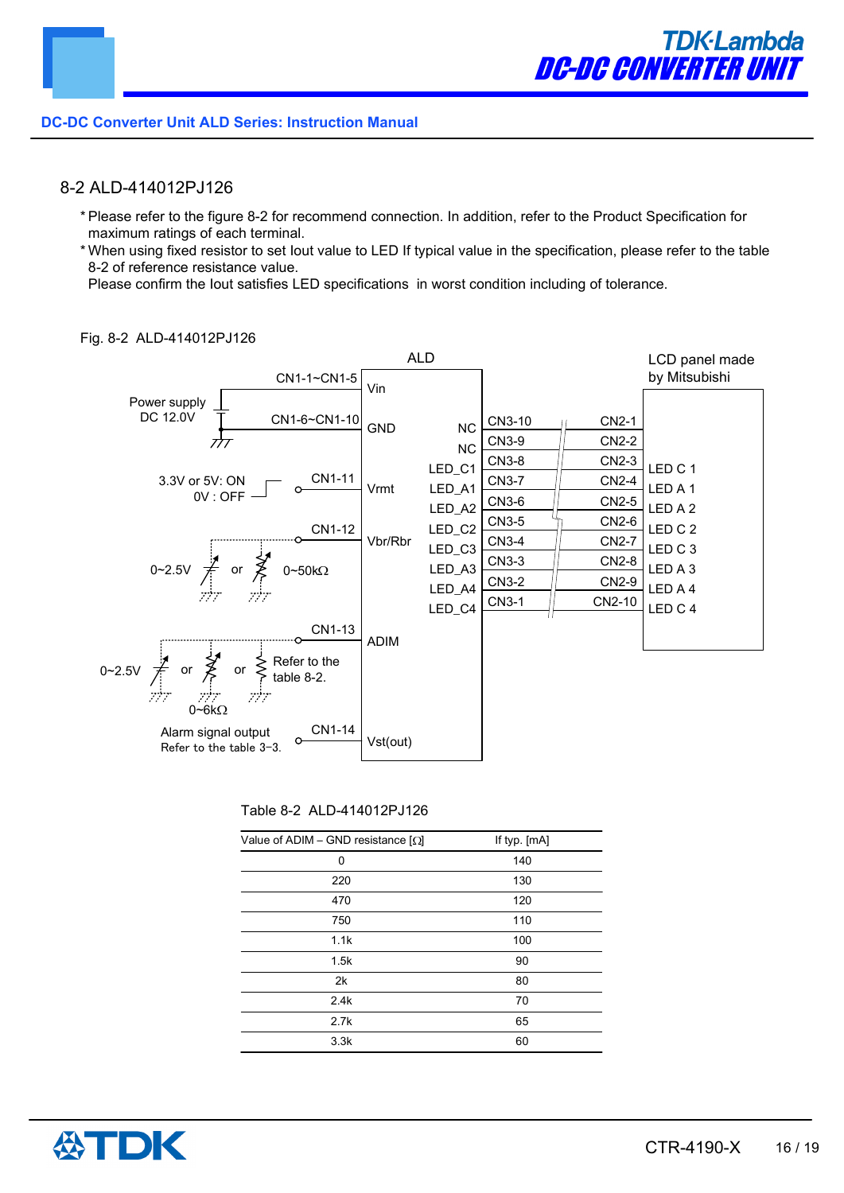## 8-2 ALD-414012PJ126

* Please refer to the figure 8-2 for recommend connection. In addition, refer to the Product Specification for maximum ratings of each terminal.
* When using fixed resistor to set Iout value to LED If typical value in the specification, please refer to the table 8-2 of reference resistance value.
  Please confirm the Iout satisfies LED specifications in worst condition including of tolerance.

Fig. 8-2 ALD-414012PJ126

ALD

LCD panel made by Mitsubishi

Power supply DC 12.0V

CN1-1~CN1-5 Vin

CN1-6~CN1-10 GND

3.3V or 5V: ON
0V : OFF

CN1-11 Vrmt

CN1-12 Vbr/Rbr

0~2.5V or 0~50kΩ

CN1-13 ADIM

0~2.5V or 0~6kΩ or Refer to the table 8-2.

Alarm signal output
Refer to the table 3-3.

CN1-14 Vst(out)

| ALD | CN3 | CN2 | LCD panel |
|---|---|---|---|
| NC | CN3-10 | CN2-1 | |
| NC | CN3-9 | CN2-2 | |
| LED_C1 | CN3-8 | CN2-3 | LED C 1 |
| LED_A1 | CN3-7 | CN2-4 | LED A 1 |
| LED_A2 | CN3-6 | CN2-5 | LED A 2 |
| LED_C2 | CN3-5 | CN2-6 | LED C 2 |
| LED_C3 | CN3-4 | CN2-7 | LED C 3 |
| LED_A3 | CN3-3 | CN2-8 | LED A 3 |
| LED_A4 | CN3-2 | CN2-9 | LED A 4 |
| LED_C4 | CN3-1 | CN2-10 | LED C 4 |

Table 8-2 ALD-414012PJ126

| Value of ADIM – GND resistance [Ω] | If typ. [mA] |
|---|---|
| 0 | 140 |
| 220 | 130 |
| 470 | 120 |
| 750 | 110 |
| 1.1k | 100 |
| 1.5k | 90 |
| 2k | 80 |
| 2.4k | 70 |
| 2.7k | 65 |
| 3.3k | 60 |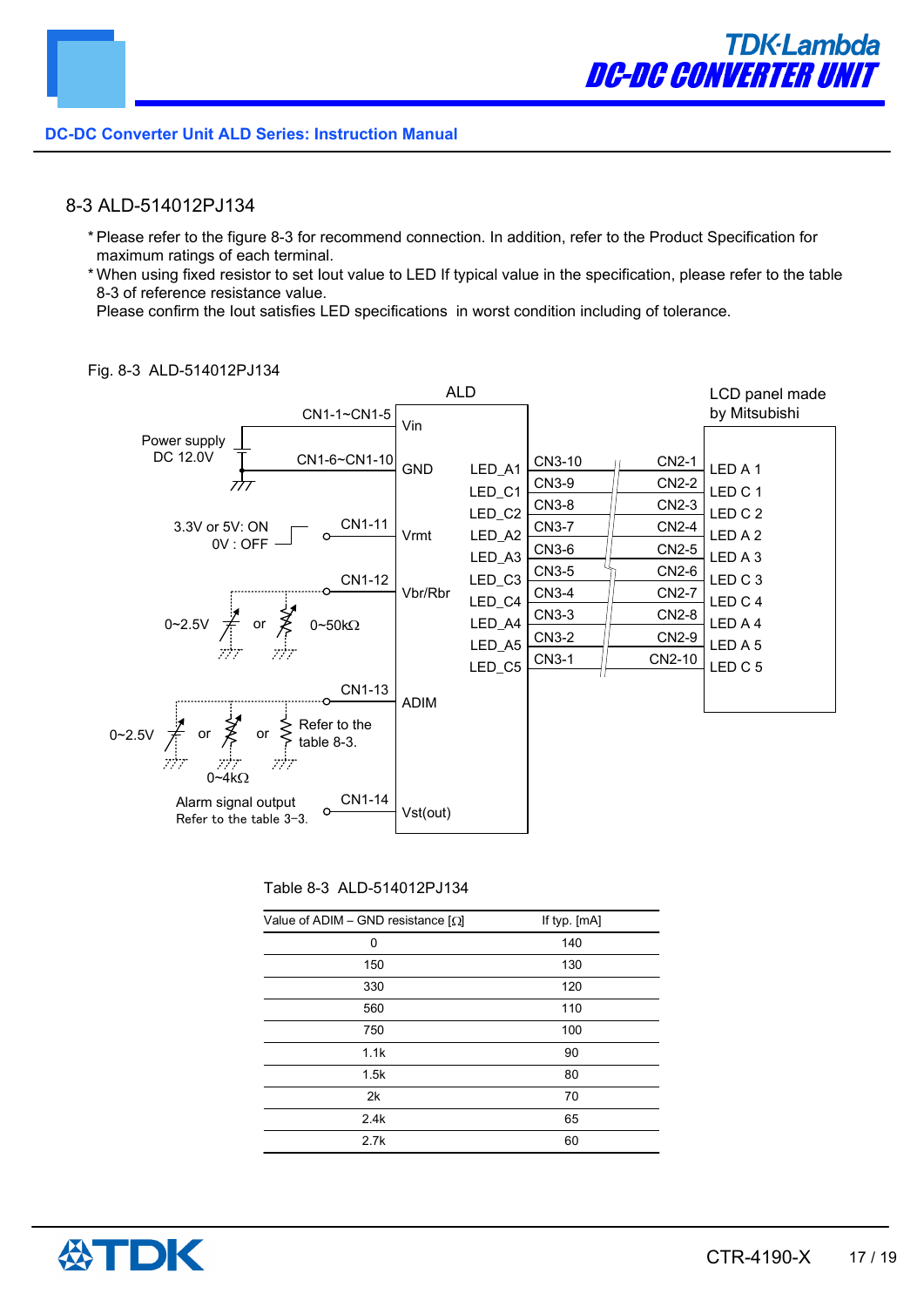## 8-3 ALD-514012PJ134

* Please refer to the figure 8-3 for recommend connection. In addition, refer to the Product Specification for maximum ratings of each terminal.
* When using fixed resistor to set Iout value to LED If typical value in the specification, please refer to the table 8-3 of reference resistance value.
  Please confirm the Iout satisfies LED specifications in worst condition including of tolerance.

Fig. 8-3 ALD-514012PJ134

Table 8-3 ALD-514012PJ134

| Value of ADIM – GND resistance [Ω] | If typ. [mA] |
|---|---|
| 0 | 140 |
| 150 | 130 |
| 330 | 120 |
| 560 | 110 |
| 750 | 100 |
| 1.1k | 90 |
| 1.5k | 80 |
| 2k | 70 |
| 2.4k | 65 |
| 2.7k | 60 |

CTR-4190-X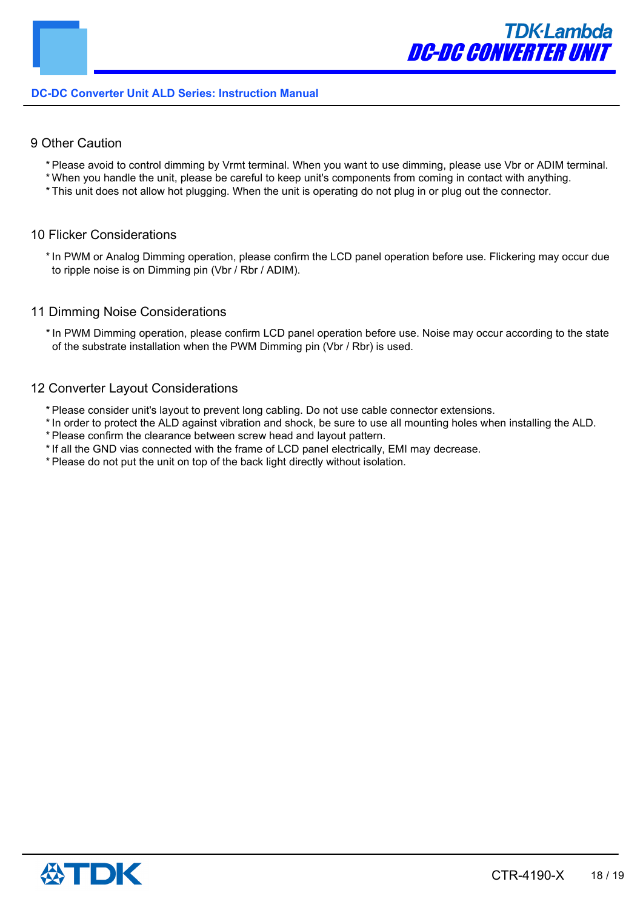## 9 Other Caution

* Please avoid to control dimming by Vrmt terminal. When you want to use dimming, please use Vbr or ADIM terminal.
* When you handle the unit, please be careful to keep unit's components from coming in contact with anything.
* This unit does not allow hot plugging. When the unit is operating do not plug in or plug out the connector.

## 10 Flicker Considerations

* In PWM or Analog Dimming operation, please confirm the LCD panel operation before use. Flickering may occur due to ripple noise is on Dimming pin (Vbr / Rbr / ADIM).

## 11 Dimming Noise Considerations

* In PWM Dimming operation, please confirm LCD panel operation before use. Noise may occur according to the state of the substrate installation when the PWM Dimming pin (Vbr / Rbr) is used.

## 12 Converter Layout Considerations

* Please consider unit's layout to prevent long cabling. Do not use cable connector extensions.
* In order to protect the ALD against vibration and shock, be sure to use all mounting holes when installing the ALD.
* Please confirm the clearance between screw head and layout pattern.
* If all the GND vias connected with the frame of LCD panel electrically, EMI may decrease.
* Please do not put the unit on top of the back light directly without isolation.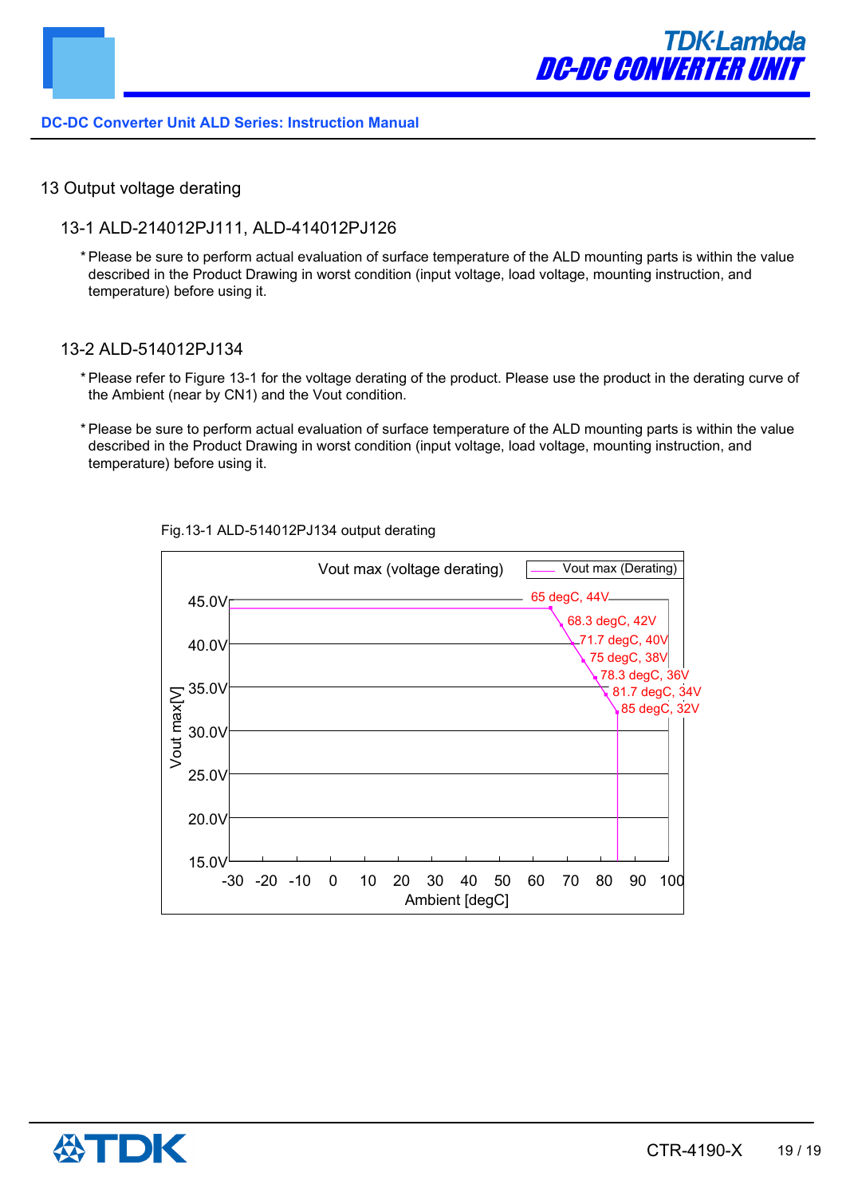## 13 Output voltage derating

### 13-1 ALD-214012PJ111, ALD-414012PJ126

* Please be sure to perform actual evaluation of surface temperature of the ALD mounting parts is within the value described in the Product Drawing in worst condition (input voltage, load voltage, mounting instruction, and temperature) before using it.

### 13-2 ALD-514012PJ134

* Please refer to Figure 13-1 for the voltage derating of the product. Please use the product in the derating curve of the Ambient (near by CN1) and the Vout condition.

* Please be sure to perform actual evaluation of surface temperature of the ALD mounting parts is within the value described in the Product Drawing in worst condition (input voltage, load voltage, mounting instruction, and temperature) before using it.

Fig.13-1 ALD-514012PJ134 output derating

Vout max (voltage derating)

Vout max (Derating)

65 degC, 44V
68.3 degC, 42V
71.7 degC, 40V
75 degC, 38V
78.3 degC, 36V
81.7 degC, 34V
85 degC, 32V

Vout max[V]

45.0V
40.0V
35.0V
30.0V
25.0V
20.0V
15.0V

-30 -20 -10 0 10 20 30 40 50 60 70 80 90 100

Ambient [degC]